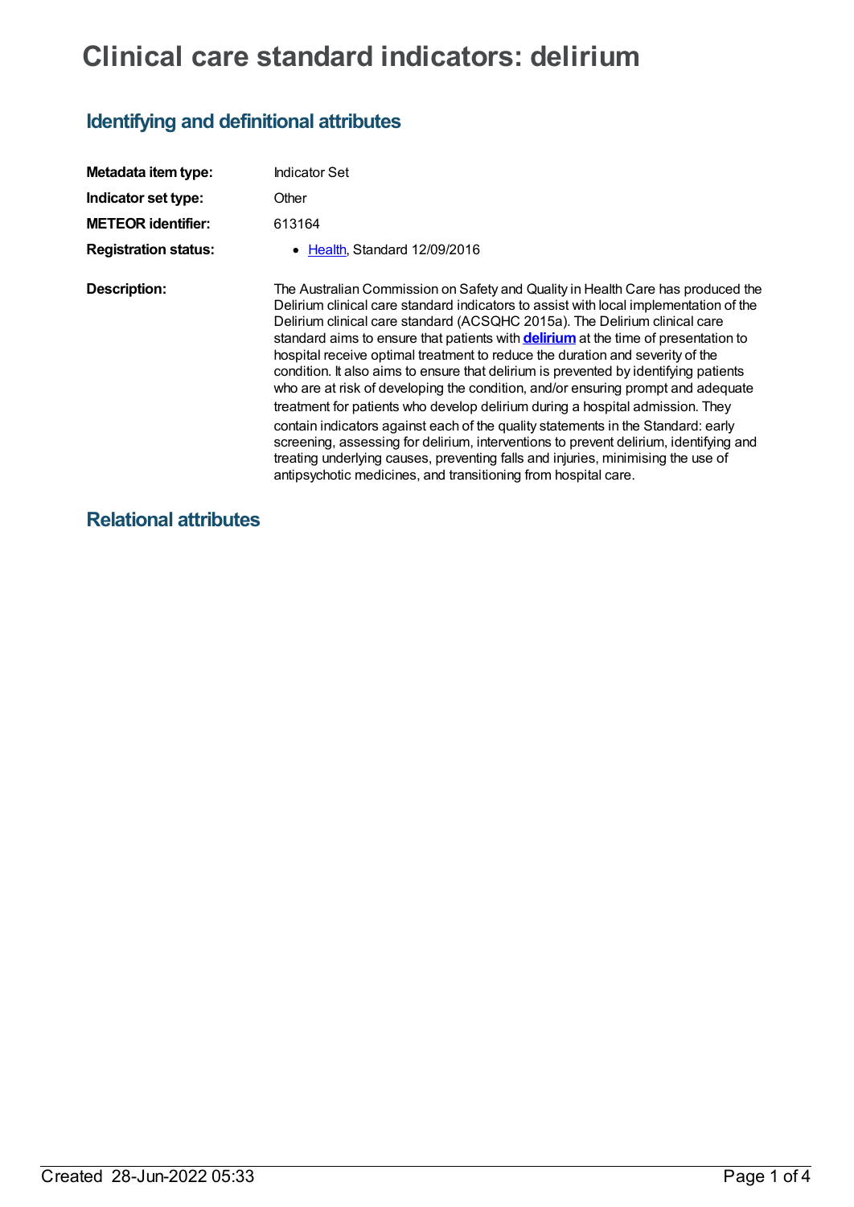# Clinical care standard indicators: delirium

## Identifying and definitional attributes

| | |
|---|---|
| **Metadata item type:** | Indicator Set |
| **Indicator set type:** | Other |
| **METEOR identifier:** | 613164 |
| **Registration status:** | • Health, Standard 12/09/2016 |
| **Description:** | The Australian Commission on Safety and Quality in Health Care has produced the Delirium clinical care standard indicators to assist with local implementation of the Delirium clinical care standard (ACSQHC 2015a). The Delirium clinical care standard aims to ensure that patients with **delirium** at the time of presentation to hospital receive optimal treatment to reduce the duration and severity of the condition. It also aims to ensure that delirium is prevented by identifying patients who are at risk of developing the condition, and/or ensuring prompt and adequate treatment for patients who develop delirium during a hospital admission. They contain indicators against each of the quality statements in the Standard: early screening, assessing for delirium, interventions to prevent delirium, identifying and treating underlying causes, preventing falls and injuries, minimising the use of antipsychotic medicines, and transitioning from hospital care. |

## Relational attributes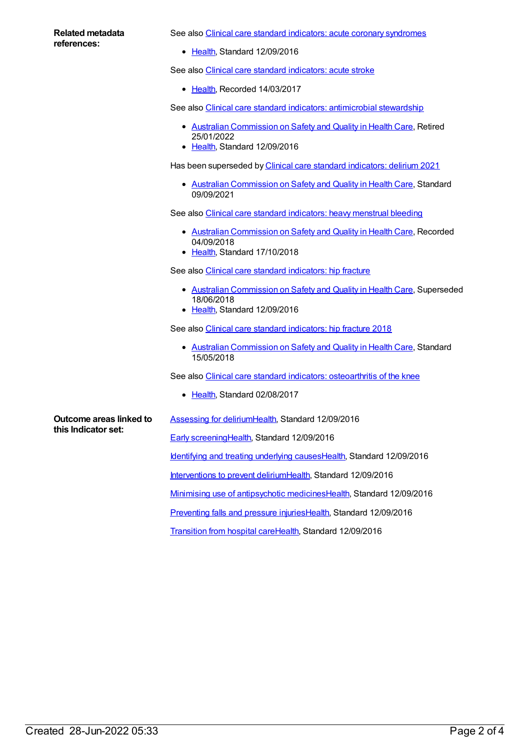**Related metadata references:**

See also Clinical care standard indicators: acute coronary syndromes

- Health, Standard 12/09/2016

See also Clinical care standard indicators: acute stroke

- Health, Recorded 14/03/2017

See also Clinical care standard indicators: antimicrobial stewardship

- Australian Commission on Safety and Quality in Health Care, Retired 25/01/2022
- Health, Standard 12/09/2016

Has been superseded by Clinical care standard indicators: delirium 2021

- Australian Commission on Safety and Quality in Health Care, Standard 09/09/2021

See also Clinical care standard indicators: heavy menstrual bleeding

- Australian Commission on Safety and Quality in Health Care, Recorded 04/09/2018
- Health, Standard 17/10/2018

See also Clinical care standard indicators: hip fracture

- Australian Commission on Safety and Quality in Health Care, Superseded 18/06/2018
- Health, Standard 12/09/2016

See also Clinical care standard indicators: hip fracture 2018

- Australian Commission on Safety and Quality in Health Care, Standard 15/05/2018

See also Clinical care standard indicators: osteoarthritis of the knee

- Health, Standard 02/08/2017

**Outcome areas linked to this Indicator set:**

Assessing for deliriumHealth, Standard 12/09/2016

Early screeningHealth, Standard 12/09/2016

Identifying and treating underlying causesHealth, Standard 12/09/2016

Interventions to prevent deliriumHealth, Standard 12/09/2016

Minimising use of antipsychotic medicinesHealth, Standard 12/09/2016

Preventing falls and pressure injuriesHealth, Standard 12/09/2016

Transition from hospital careHealth, Standard 12/09/2016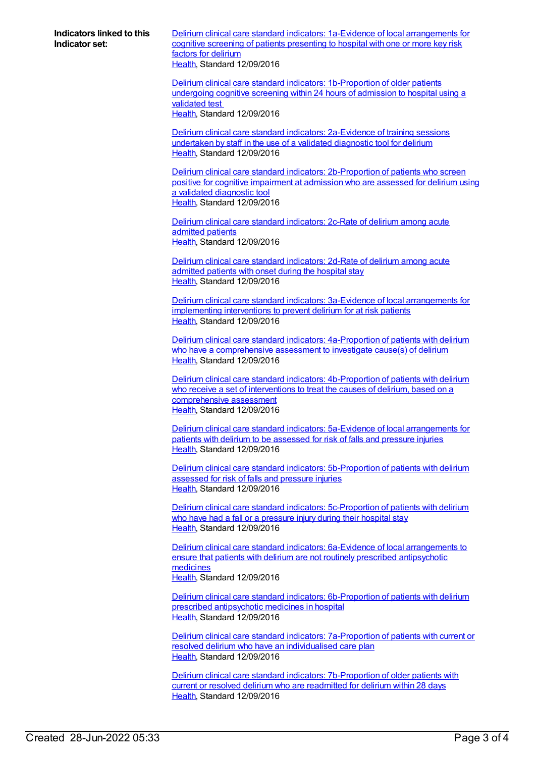**Indicators linked to this Indicator set:**

Delirium clinical care standard indicators: 1a-Evidence of local arrangements for cognitive screening of patients presenting to hospital with one or more key risk factors for delirium
Health, Standard 12/09/2016

Delirium clinical care standard indicators: 1b-Proportion of older patients undergoing cognitive screening within 24 hours of admission to hospital using a validated test
Health, Standard 12/09/2016

Delirium clinical care standard indicators: 2a-Evidence of training sessions undertaken by staff in the use of a validated diagnostic tool for delirium
Health, Standard 12/09/2016

Delirium clinical care standard indicators: 2b-Proportion of patients who screen positive for cognitive impairment at admission who are assessed for delirium using a validated diagnostic tool
Health, Standard 12/09/2016

Delirium clinical care standard indicators: 2c-Rate of delirium among acute admitted patients
Health, Standard 12/09/2016

Delirium clinical care standard indicators: 2d-Rate of delirium among acute admitted patients with onset during the hospital stay
Health, Standard 12/09/2016

Delirium clinical care standard indicators: 3a-Evidence of local arrangements for implementing interventions to prevent delirium for at risk patients
Health, Standard 12/09/2016

Delirium clinical care standard indicators: 4a-Proportion of patients with delirium who have a comprehensive assessment to investigate cause(s) of delirium
Health, Standard 12/09/2016

Delirium clinical care standard indicators: 4b-Proportion of patients with delirium who receive a set of interventions to treat the causes of delirium, based on a comprehensive assessment
Health, Standard 12/09/2016

Delirium clinical care standard indicators: 5a-Evidence of local arrangements for patients with delirium to be assessed for risk of falls and pressure injuries
Health, Standard 12/09/2016

Delirium clinical care standard indicators: 5b-Proportion of patients with delirium assessed for risk of falls and pressure injuries
Health, Standard 12/09/2016

Delirium clinical care standard indicators: 5c-Proportion of patients with delirium who have had a fall or a pressure injury during their hospital stay
Health, Standard 12/09/2016

Delirium clinical care standard indicators: 6a-Evidence of local arrangements to ensure that patients with delirium are not routinely prescribed antipsychotic medicines
Health, Standard 12/09/2016

Delirium clinical care standard indicators: 6b-Proportion of patients with delirium prescribed antipsychotic medicines in hospital
Health, Standard 12/09/2016

Delirium clinical care standard indicators: 7a-Proportion of patients with current or resolved delirium who have an individualised care plan
Health, Standard 12/09/2016

Delirium clinical care standard indicators: 7b-Proportion of older patients with current or resolved delirium who are readmitted for delirium within 28 days
Health, Standard 12/09/2016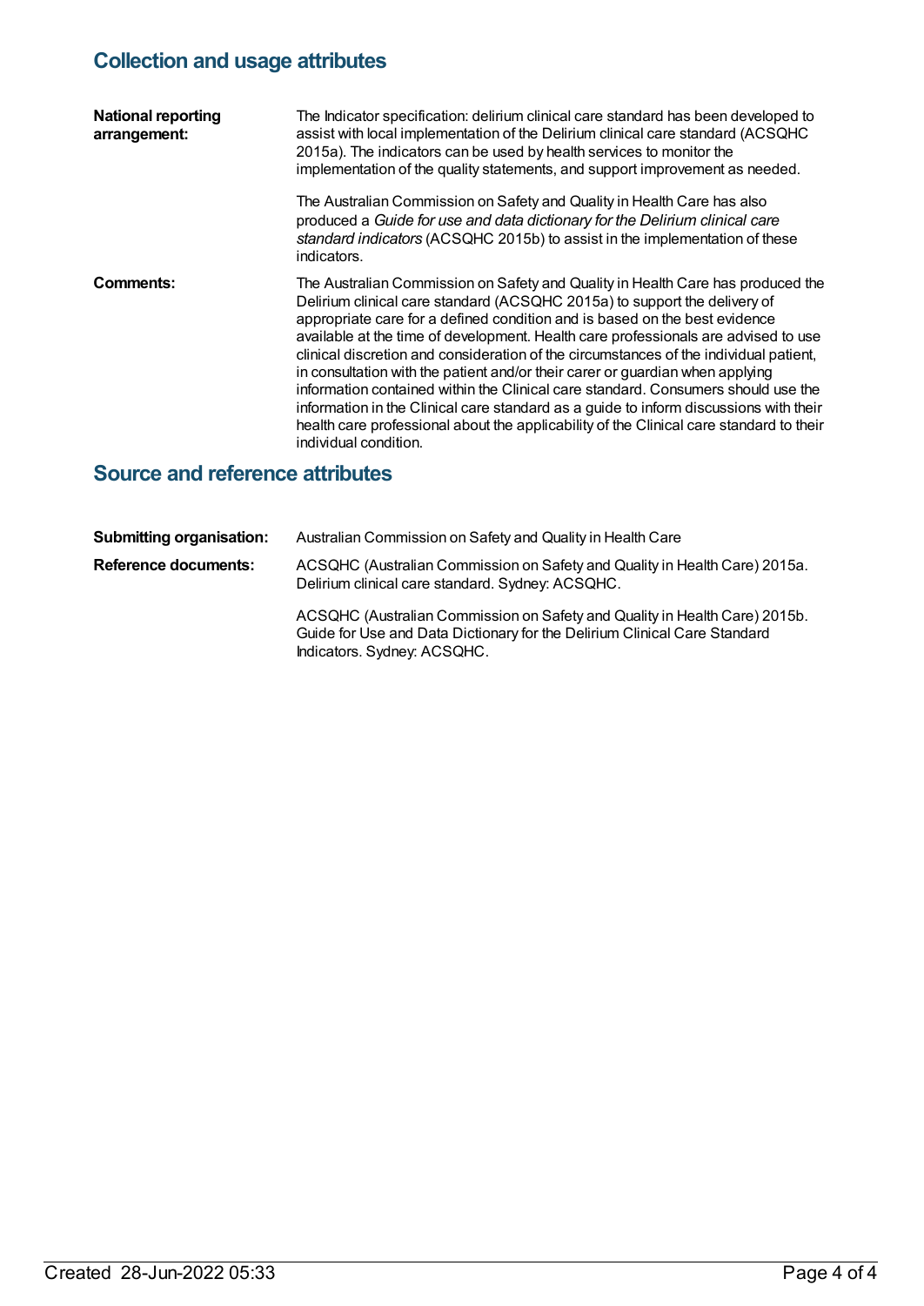## Collection and usage attributes

**National reporting arrangement:**

The Indicator specification: delirium clinical care standard has been developed to assist with local implementation of the Delirium clinical care standard (ACSQHC 2015a). The indicators can be used by health services to monitor the implementation of the quality statements, and support improvement as needed.

The Australian Commission on Safety and Quality in Health Care has also produced a *Guide for use and data dictionary for the Delirium clinical care standard indicators* (ACSQHC 2015b) to assist in the implementation of these indicators.

**Comments:**

The Australian Commission on Safety and Quality in Health Care has produced the Delirium clinical care standard (ACSQHC 2015a) to support the delivery of appropriate care for a defined condition and is based on the best evidence available at the time of development. Health care professionals are advised to use clinical discretion and consideration of the circumstances of the individual patient, in consultation with the patient and/or their carer or guardian when applying information contained within the Clinical care standard. Consumers should use the information in the Clinical care standard as a guide to inform discussions with their health care professional about the applicability of the Clinical care standard to their individual condition.

## Source and reference attributes

**Submitting organisation:** Australian Commission on Safety and Quality in Health Care

**Reference documents:**

ACSQHC (Australian Commission on Safety and Quality in Health Care) 2015a. Delirium clinical care standard. Sydney: ACSQHC.

ACSQHC (Australian Commission on Safety and Quality in Health Care) 2015b. Guide for Use and Data Dictionary for the Delirium Clinical Care Standard Indicators. Sydney: ACSQHC.